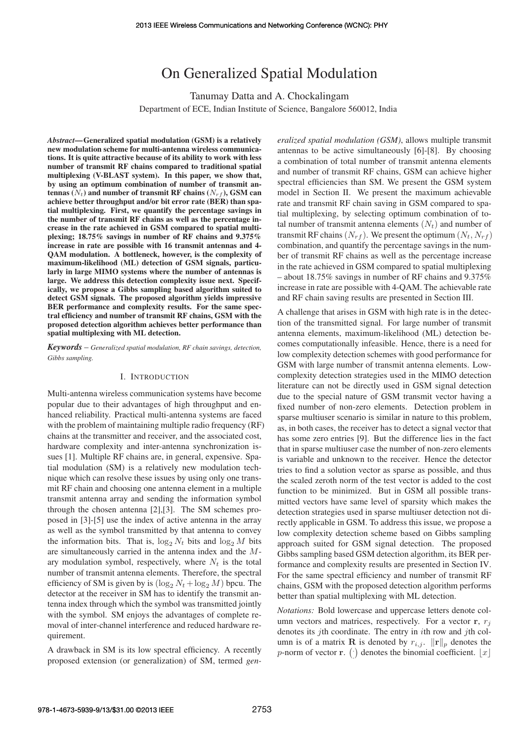# On Generalized Spatial Modulation

Tanumay Datta and A. Chockalingam

Department of ECE, Indian Institute of Science, Bangalore 560012, India

***Abstract*— Generalized spatial modulation (GSM) is a relatively new modulation scheme for multi-antenna wireless communications. It is quite attractive because of its ability to work with less number of transmit RF chains compared to traditional spatial multiplexing (V-BLAST system). In this paper, we show that, by using an optimum combination of number of transmit antennas ($N_t$) and number of transmit RF chains ($N_{rf}$), GSM can achieve better throughput and/or bit error rate (BER) than spatial multiplexing. First, we quantify the percentage savings in the number of transmit RF chains as well as the percentage increase in the rate achieved in GSM compared to spatial multiplexing; 18.75% savings in number of RF chains and 9.375% increase in rate are possible with 16 transmit antennas and 4-QAM modulation. A bottleneck, however, is the complexity of maximum-likelihood (ML) detection of GSM signals, particularly in large MIMO systems where the number of antennas is large. We address this detection complexity issue next. Specifically, we propose a Gibbs sampling based algorithm suited to detect GSM signals. The proposed algorithm yields impressive BER performance and complexity results. For the same spectral efficiency and number of transmit RF chains, GSM with the proposed detection algorithm achieves better performance than spatial multiplexing with ML detection.**

***Keywords*** – *Generalized spatial modulation, RF chain savings, detection, Gibbs sampling.*

## I. Introduction

Multi-antenna wireless communication systems have become popular due to their advantages of high throughput and enhanced reliability. Practical multi-antenna systems are faced with the problem of maintaining multiple radio frequency (RF) chains at the transmitter and receiver, and the associated cost, hardware complexity and inter-antenna synchronization issues [1]. Multiple RF chains are, in general, expensive. Spatial modulation (SM) is a relatively new modulation technique which can resolve these issues by using only one transmit RF chain and choosing one antenna element in a multiple transmit antenna array and sending the information symbol through the chosen antenna [2],[3]. The SM schemes proposed in [3]-[5] use the index of active antenna in the array as well as the symbol transmitted by that antenna to convey the information bits. That is, $\log_2 N_t$ bits and $\log_2 M$ bits are simultaneously carried in the antenna index and the $M$-ary modulation symbol, respectively, where $N_t$ is the total number of transmit antenna elements. Therefore, the spectral efficiency of SM is given by is $(\log_2 N_t + \log_2 M)$ bpcu. The detector at the receiver in SM has to identify the transmit antenna index through which the symbol was transmitted jointly with the symbol. SM enjoys the advantages of complete removal of inter-channel interference and reduced hardware requirement.

A drawback in SM is its low spectral efficiency. A recently proposed extension (or generalization) of SM, termed *generalized spatial modulation (GSM)*, allows multiple transmit antennas to be active simultaneously [6]-[8]. By choosing a combination of total number of transmit antenna elements and number of transmit RF chains, GSM can achieve higher spectral efficiencies than SM. We present the GSM system model in Section II. We present the maximum achievable rate and transmit RF chain saving in GSM compared to spatial multiplexing, by selecting optimum combination of total number of transmit antenna elements $(N_t)$ and number of transmit RF chains $(N_{rf})$. We present the optimum $(N_t, N_{rf})$ combination, and quantify the percentage savings in the number of transmit RF chains as well as the percentage increase in the rate achieved in GSM compared to spatial multiplexing – about 18.75% savings in number of RF chains and 9.375% increase in rate are possible with 4-QAM. The achievable rate and RF chain saving results are presented in Section III.

A challenge that arises in GSM with high rate is in the detection of the transmitted signal. For large number of transmit antenna elements, maximum-likelihood (ML) detection becomes computationally infeasible. Hence, there is a need for low complexity detection schemes with good performance for GSM with large number of transmit antenna elements. Low-complexity detection strategies used in the MIMO detection literature can not be directly used in GSM signal detection due to the special nature of GSM transmit vector having a fixed number of non-zero elements. Detection problem in sparse multiuser scenario is similar in nature to this problem, as, in both cases, the receiver has to detect a signal vector that has some zero entries [9]. But the difference lies in the fact that in sparse multiuser case the number of non-zero elements is variable and unknown to the receiver. Hence the detector tries to find a solution vector as sparse as possible, and thus the scaled zeroth norm of the test vector is added to the cost function to be minimized. But in GSM all possible transmitted vectors have same level of sparsity which makes the detection strategies used in sparse multiuser detection not directly applicable in GSM. To address this issue, we propose a low complexity detection scheme based on Gibbs sampling approach suited for GSM signal detection. The proposed Gibbs sampling based GSM detection algorithm, its BER performance and complexity results are presented in Section IV. For the same spectral efficiency and number of transmit RF chains, GSM with the proposed detection algorithm performs better than spatial multiplexing with ML detection.

*Notations:* Bold lowercase and uppercase letters denote column vectors and matrices, respectively. For a vector $\mathbf{r}$, $r_j$ denotes its $j$th coordinate. The entry in $i$th row and $j$th column is of a matrix $\mathbf{R}$ is denoted by $r_{i,j}$. $\|\mathbf{r}\|_p$ denotes the $p$-norm of vector $\mathbf{r}$. $\binom{\cdot}{\cdot}$ denotes the binomial coefficient. $\lfloor x \rfloor$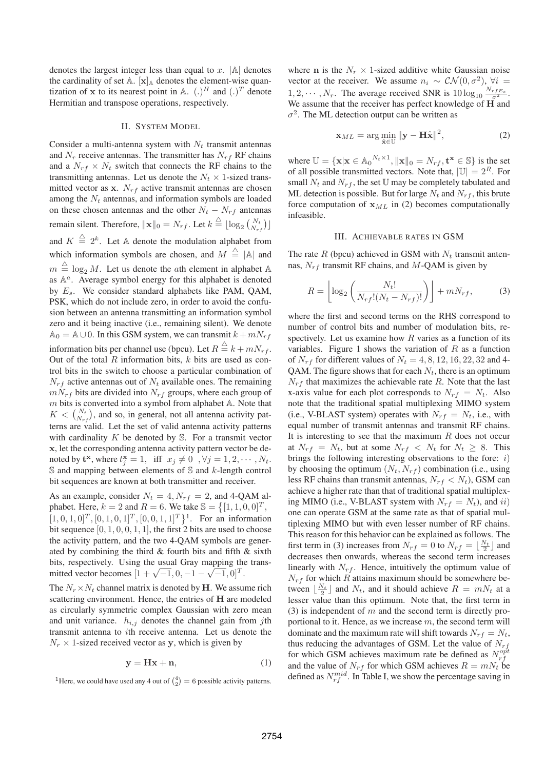denotes the largest integer less than equal to $x$. $|\mathbb{A}|$ denotes the cardinality of set $\mathbb{A}$. $[\mathbf{x}]_{\mathbb{A}}$ denotes the element-wise quantization of $\mathbf{x}$ to its nearest point in $\mathbb{A}$. $(.)^H$ and $(.)^T$ denote Hermitian and transpose operations, respectively.

## II. System Model

Consider a multi-antenna system with $N_t$ transmit antennas and $N_r$ receive antennas. The transmitter has $N_{rf}$ RF chains and a $N_{rf} \times N_t$ switch that connects the RF chains to the transmitting antennas. Let us denote the $N_t \times 1$-sized transmitted vector as $\mathbf{x}$. $N_{rf}$ active transmit antennas are chosen among the $N_t$ antennas, and information symbols are loaded on these chosen antennas and the other $N_t - N_{rf}$ antennas remain silent. Therefore, $\|\mathbf{x}\|_0 = N_{rf}$. Let $k \stackrel{\triangle}{=} \lfloor \log_2 \binom{N_t}{N_{rf}} \rfloor$ and $K \stackrel{\triangle}{=} 2^k$. Let $\mathbb{A}$ denote the modulation alphabet from which information symbols are chosen, and $M \stackrel{\triangle}{=} |\mathbb{A}|$ and $m \stackrel{\triangle}{=} \log_2 M$. Let us denote the $a$th element in alphabet $\mathbb{A}$ as $\mathbb{A}^a$. Average symbol energy for this alphabet is denoted by $E_s$. We consider standard alphabets like PAM, QAM, PSK, which do not include zero, in order to avoid the confusion between an antenna transmitting an information symbol zero and it being inactive (i.e., remaining silent). We denote $\mathbb{A}_0 = \mathbb{A} \cup 0$. In this GSM system, we can transmit $k + mN_{rf}$ information bits per channel use (bpcu). Let $R \stackrel{\triangle}{=} k + mN_{rf}$. Out of the total $R$ information bits, $k$ bits are used as control bits in the switch to choose a particular combination of $N_{rf}$ active antennas out of $N_t$ available ones. The remaining $mN_{rf}$ bits are divided into $N_{rf}$ groups, where each group of $m$ bits is converted into a symbol from alphabet $\mathbb{A}$. Note that $K < \binom{N_t}{N_{rf}}$, and so, in general, not all antenna activity patterns are valid. Let the set of valid antenna activity patterns with cardinality $K$ be denoted by $\mathbb{S}$. For a transmit vector $\mathbf{x}$, let the corresponding antenna activity pattern vector be denoted by $\mathbf{t}^{\mathbf{x}}$, where $t_j^{\mathbf{x}} = 1$, iff $x_j \neq 0$ $, \forall j = 1, 2, \cdots, N_t$. $\mathbb{S}$ and mapping between elements of $\mathbb{S}$ and $k$-length control bit sequences are known at both transmitter and receiver.

As an example, consider $N_t = 4, N_{rf} = 2$, and 4-QAM alphabet. Here, $k = 2$ and $R = 6$. We take $\mathbb{S} = \{[1,1,0,0]^T, [1,0,1,0]^T, [0,1,0,1]^T, [0,0,1,1]^T\}$[1]. For an information bit sequence $[0,1,0,0,1,1]$, the first 2 bits are used to choose the activity pattern, and the two 4-QAM symbols are generated by combining the third & fourth bits and fifth & sixth bits, respectively. Using the usual Gray mapping the transmitted vector becomes $[1+\sqrt{-1}, 0, -1-\sqrt{-1}, 0]^T$.

The $N_r \times N_t$ channel matrix is denoted by $\mathbf{H}$. We assume rich scattering environment. Hence, the entries of $\mathbf{H}$ are modeled as circularly symmetric complex Gaussian with zero mean and unit variance. $h_{i,j}$ denotes the channel gain from $j$th transmit antenna to $i$th receive antenna. Let us denote the $N_r \times 1$-sized received vector as $\mathbf{y}$, which is given by

$$\mathbf{y} = \mathbf{H}\mathbf{x} + \mathbf{n}, \tag{1}$$

[1]Here, we could have used any 4 out of $\binom{4}{2} = 6$ possible activity patterns.

where $\mathbf{n}$ is the $N_r \times 1$-sized additive white Gaussian noise vector at the receiver. We assume $n_i \sim \mathcal{CN}(0, \sigma^2)$, $\forall i = 1, 2, \cdots, N_r$. The average received SNR is $10 \log_{10} \frac{N_{rf} E_s}{\sigma^2}$. We assume that the receiver has perfect knowledge of $\mathbf{H}$ and $\sigma^2$. The ML detection output can be written as

$$\mathbf{x}_{ML} = \arg\min_{\hat{\mathbf{x}} \in \mathbb{U}} \|\mathbf{y} - \mathbf{H}\hat{\mathbf{x}}\|^2, \tag{2}$$

where $\mathbb{U} = \{\mathbf{x} | \mathbf{x} \in {\mathbb{A}_0}^{N_t \times 1}, \|\mathbf{x}\|_0 = N_{rf}, \mathbf{t}^{\mathbf{x}} \in \mathbb{S}\}$ is the set of all possible transmitted vectors. Note that, $|\mathbb{U}| = 2^R$. For small $N_t$ and $N_{rf}$, the set $\mathbb{U}$ may be completely tabulated and ML detection is possible. But for large $N_t$ and $N_{rf}$, this brute force computation of $\mathbf{x}_{ML}$ in (2) becomes computationally infeasible.

## III. Achievable Rates in GSM

The rate $R$ (bpcu) achieved in GSM with $N_t$ transmit antennas, $N_{rf}$ transmit RF chains, and $M$-QAM is given by

$$R = \left\lfloor \log_2 \left( \frac{N_t!}{N_{rf}!(N_t - N_{rf})!} \right) \right\rfloor + mN_{rf}, \tag{3}$$

where the first and second terms on the RHS correspond to number of control bits and number of modulation bits, respectively. Let us examine how $R$ varies as a function of its variables. Figure 1 shows the variation of $R$ as a function of $N_{rf}$ for different values of $N_t = 4, 8, 12, 16, 22, 32$ and 4-QAM. The figure shows that for each $N_t$, there is an optimum $N_{rf}$ that maximizes the achievable rate $R$. Note that the last x-axis value for each plot corresponds to $N_{rf} = N_t$. Also note that the traditional spatial multiplexing MIMO system (i.e., V-BLAST system) operates with $N_{rf} = N_t$, i.e., with equal number of transmit antennas and transmit RF chains. It is interesting to see that the maximum $R$ does not occur at $N_{rf} = N_t$, but at some $N_{rf} < N_t$ for $N_t \geq 8$. This brings the following interesting observations to the fore: *i)* by choosing the optimum $(N_t, N_{rf})$ combination (i.e., using less RF chains than transmit antennas, $N_{rf} < N_t$), GSM can achieve a higher rate than that of traditional spatial multiplexing MIMO (i.e., V-BLAST system with $N_{rf} = N_t$), and *ii)* one can operate GSM at the same rate as that of spatial multiplexing MIMO but with even lesser number of RF chains. This reason for this behavior can be explained as follows. The first term in (3) increases from $N_{rf} = 0$ to $N_{rf} = \lfloor \frac{N_t}{2} \rfloor$ and decreases then onwards, whereas the second term increases linearly with $N_{rf}$. Hence, intuitively the optimum value of $N_{rf}$ for which $R$ attains maximum should be somewhere between $\lfloor \frac{N_t}{2} \rfloor$ and $N_t$, and it should achieve $R = mN_t$ at a lesser value than this optimum. Note that, the first term in (3) is independent of $m$ and the second term is directly proportional to it. Hence, as we increase $m$, the second term will dominate and the maximum rate will shift towards $N_{rf} = N_t$, thus reducing the advantages of GSM. Let the value of $N_{rf}$ for which GSM achieves maximum rate be defined as $N_{rf}^{opt}$ and the value of $N_{rf}$ for which GSM achieves $R = mN_t$ be defined as $N_{rf}^{mid}$. In Table I, we show the percentage saving in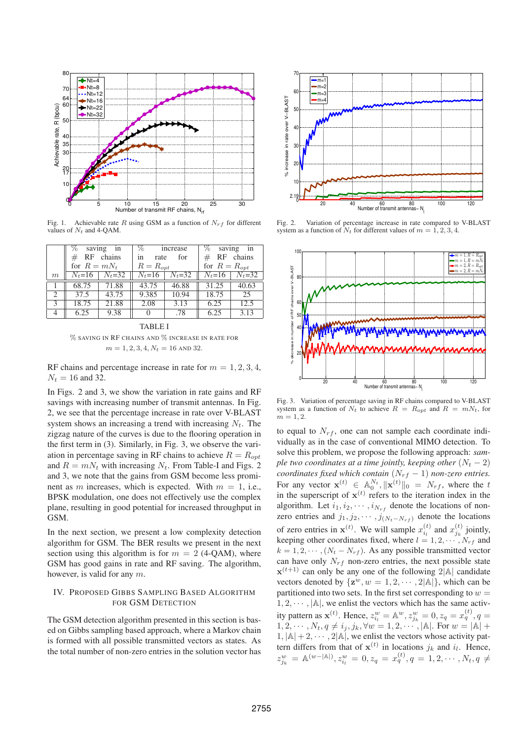Fig. 1. Achievable rate $R$ using GSM as a function of $N_{rf}$ for different values of $N_t$ and 4-QAM.

| | % saving in # RF chains for $R = mN_t$ | | % increase in rate for $R = R_{opt}$ | | % saving in # RF chains for $R = R_{opt}$ | |
|---|---|---|---|---|---|---|
| $m$ | $N_t$=16 | $N_t$=32 | $N_t$=16 | $N_t$=32 | $N_t$=16 | $N_t$=32 |
| 1 | 68.75 | 71.88 | 43.75 | 46.88 | 31.25 | 40.63 |
| 2 | 37.5 | 43.75 | 9.385 | 10.94 | 18.75 | 25 |
| 3 | 18.75 | 21.88 | 2.08 | 3.13 | 6.25 | 12.5 |
| 4 | 6.25 | 9.38 | 0 | .78 | 6.25 | 3.13 |

TABLE I
% SAVING IN RF CHAINS AND % INCREASE IN RATE FOR $m = 1, 2, 3, 4$, $N_t = 16$ AND 32.

RF chains and percentage increase in rate for $m = 1, 2, 3, 4$, $N_t = 16$ and 32.

In Figs. 2 and 3, we show the variation in rate gains and RF savings with increasing number of transmit antennas. In Fig. 2, we see that the percentage increase in rate over V-BLAST system shows an increasing a trend with increasing $N_t$. The zigzag nature of the curves is due to the flooring operation in the first term in (3). Similarly, in Fig. 3, we observe the variation in percentage saving in RF chains to achieve $R = R_{opt}$ and $R = mN_t$ with increasing $N_t$. From Table-I and Figs. 2 and 3, we note that the gains from GSM become less prominent as $m$ increases, which is expected. With $m = 1$, i.e., BPSK modulation, one does not effectively use the complex plane, resulting in good potential for increased throughput in GSM.

In the next section, we present a low complexity detection algorithm for GSM. The BER results we present in the next section using this algorithm is for $m = 2$ (4-QAM), where GSM has good gains in rate and RF saving. The algorithm, however, is valid for any $m$.

## IV. Proposed Gibbs Sampling Based Algorithm for GSM Detection

The GSM detection algorithm presented in this section is based on Gibbs sampling based approach, where a Markov chain is formed with all possible transmitted vectors as states. As the total number of non-zero entries in the solution vector has

Fig. 2. Variation of percentage increase in rate compared to V-BLAST system as a function of $N_t$ for different values of $m = 1, 2, 3, 4$.

Fig. 3. Variation of percentage saving in RF chains compared to V-BLAST system as a function of $N_t$ to achieve $R = R_{opt}$ and $R = mN_t$, for $m = 1, 2$.

to equal to $N_{rf}$, one can not sample each coordinate individually as in the case of conventional MIMO detection. To solve this problem, we propose the following approach: *sample two coordinates at a time jointly, keeping other* $(N_t - 2)$ *coordinates fixed which contain* $(N_{rf} - 1)$ *non-zero entries.* For any vector $\mathbf{x}^{(t)} \in \mathbb{A}_0^{N_t}, \|\mathbf{x}^{(t)}\|_0 = N_{rf}$, where the $t$ in the superscript of $\mathbf{x}^{(t)}$ refers to the iteration index in the algorithm. Let $i_1, i_2, \cdots, i_{N_{rf}}$ denote the locations of non-zero entries and $j_1, j_2, \cdots, j_{(N_t - N_{rf})}$ denote the locations of zero entries in $\mathbf{x}^{(t)}$. We will sample $x_{i_l}^{(t)}$ and $x_{j_k}^{(t)}$ jointly, keeping other coordinates fixed, where $l = 1, 2, \cdots, N_{rf}$ and $k = 1, 2, \cdots, (N_t - N_{rf})$. As any possible transmitted vector can have only $N_{rf}$ non-zero entries, the next possible state $\mathbf{x}^{(t+1)}$ can only be any one of the following $2|\mathbb{A}|$ candidate vectors denoted by $\{\mathbf{z}^w, w = 1, 2, \cdots, 2|\mathbb{A}|\}$, which can be partitioned into two sets. In the first set corresponding to $w = 1, 2, \cdots, |\mathbb{A}|$, we enlist the vectors which has the same activity pattern as $\mathbf{x}^{(t)}$. Hence, $z_{i_l}^w = \mathbb{A}^w, z_{j_k}^w = 0, z_q = x_q^{(t)}, q = 1, 2, \cdots, N_t, q \neq i_j, j_k, \forall w = 1, 2, \cdots, |\mathbb{A}|$. For $w = |\mathbb{A}| + 1, |\mathbb{A}| + 2, \cdots, 2|\mathbb{A}|$, we enlist the vectors whose activity pattern differs from that of $\mathbf{x}^{(t)}$ in locations $j_k$ and $i_l$. Hence, $z_{j_k}^w = \mathbb{A}^{(w-|\mathbb{A}|)}, z_{i_l}^w = 0, z_q = x_q^{(t)}, q = 1, 2, \cdots, N_t, q \neq$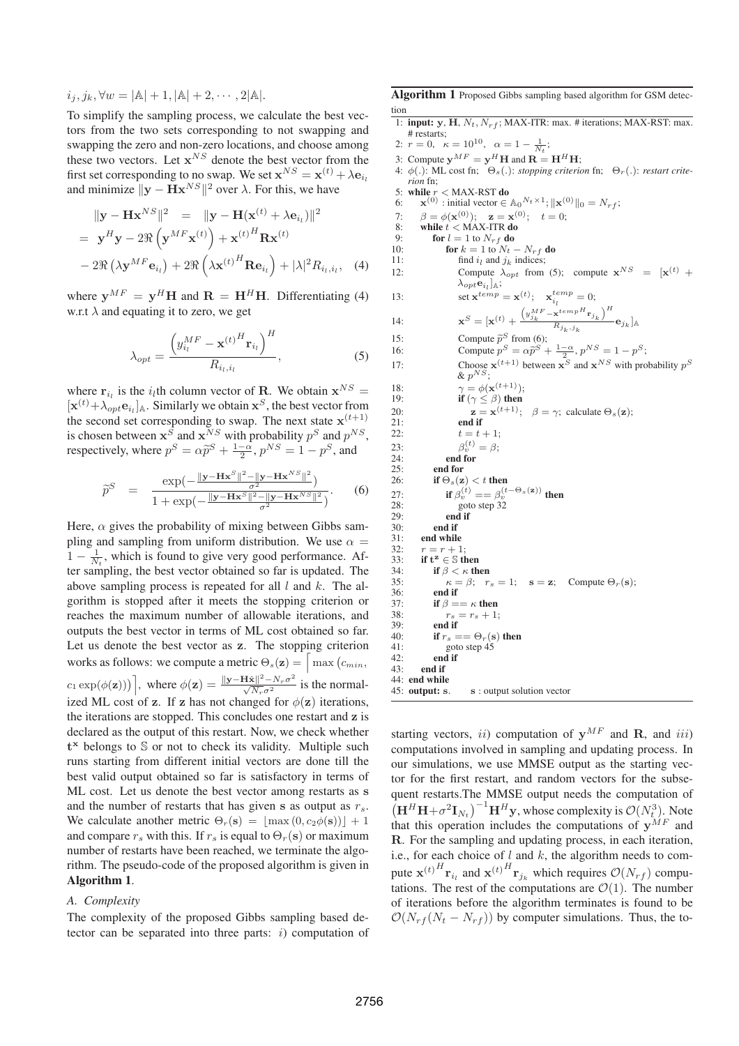$i_j, j_k, \forall w = |\mathbb{A}|+1, |\mathbb{A}|+2, \cdots, 2|\mathbb{A}|$.

To simplify the sampling process, we calculate the best vectors from the two sets corresponding to not swapping and swapping the zero and non-zero locations, and choose among these two vectors. Let $\mathbf{x}^{NS}$ denote the best vector from the first set corresponding to no swap. We set $\mathbf{x}^{NS} = \mathbf{x}^{(t)} + \lambda \mathbf{e}_{i_l}$ and minimize $\|\mathbf{y} - \mathbf{H}\mathbf{x}^{NS}\|^2$ over $\lambda$. For this, we have

$$\begin{aligned}
\|\mathbf{y} - \mathbf{H}\mathbf{x}^{NS}\|^2 &= \|\mathbf{y} - \mathbf{H}(\mathbf{x}^{(t)} + \lambda \mathbf{e}_{i_l})\|^2 \\
&= \mathbf{y}^H\mathbf{y} - 2\Re\left(\mathbf{y}^{MF}\mathbf{x}^{(t)}\right) + \mathbf{x}^{(t)^H}\mathbf{R}\mathbf{x}^{(t)} \\
&\quad - 2\Re\left(\lambda \mathbf{y}^{MF}\mathbf{e}_{i_l}\right) + 2\Re\left(\lambda \mathbf{x}^{(t)^H}\mathbf{R}\mathbf{e}_{i_l}\right) + |\lambda|^2 R_{i_l,i_l}, \quad (4)
\end{aligned}$$

where $\mathbf{y}^{MF} = \mathbf{y}^H\mathbf{H}$ and $\mathbf{R} = \mathbf{H}^H\mathbf{H}$. Differentiating (4) w.r.t $\lambda$ and equating it to zero, we get

$$\lambda_{opt} = \frac{\left(y^{MF}_{i_l} - \mathbf{x}^{(t)^H}\mathbf{r}_{i_l}\right)^H}{R_{i_l,i_l}}, \quad (5)$$

where $\mathbf{r}_{i_l}$ is the $i_l$th column vector of $\mathbf{R}$. We obtain $\mathbf{x}^{NS} = [\mathbf{x}^{(t)} + \lambda_{opt}\mathbf{e}_{i_l}]_{\mathbb{A}}$. Similarly we obtain $\mathbf{x}^S$, the best vector from the second set corresponding to swap. The next state $\mathbf{x}^{(t+1)}$ is chosen between $\mathbf{x}^S$ and $\mathbf{x}^{NS}$ with probability $p^S$ and $p^{NS}$, respectively, where $p^S = \alpha \widetilde{p}^S + \frac{1-\alpha}{2}$, $p^{NS} = 1 - p^S$, and

$$\widetilde{p}^S = \frac{\exp(-\frac{\|\mathbf{y}-\mathbf{H}\mathbf{x}^S\|^2 - \|\mathbf{y}-\mathbf{H}\mathbf{x}^{NS}\|^2}{\sigma^2})}{1 + \exp(-\frac{\|\mathbf{y}-\mathbf{H}\mathbf{x}^S\|^2 - \|\mathbf{y}-\mathbf{H}\mathbf{x}^{NS}\|^2}{\sigma^2})}. \quad (6)$$

Here, $\alpha$ gives the probability of mixing between Gibbs sampling and sampling from uniform distribution. We use $\alpha = 1 - \frac{1}{N_t}$, which is found to give very good performance. After sampling, the best vector obtained so far is updated. The above sampling process is repeated for all $l$ and $k$. The algorithm is stopped after it meets the stopping criterion or reaches the maximum number of allowable iterations, and outputs the best vector in terms of ML cost obtained so far. Let us denote the best vector as $\mathbf{z}$. The stopping criterion works as follows: we compute a metric $\Theta_s(\mathbf{z}) = \left\lceil \max\left(c_{min}, c_1 \exp(\phi(\mathbf{z}))\right)\right\rceil$, where $\phi(\mathbf{z}) = \frac{\|\mathbf{y}-\mathbf{H}\hat{\mathbf{x}}\|^2 - N_r\sigma^2}{\sqrt{N_r}\sigma^2}$ is the normalized ML cost of $\mathbf{z}$. If $\mathbf{z}$ has not changed for $\phi(\mathbf{z})$ iterations, the iterations are stopped. This concludes one restart and $\mathbf{z}$ is declared as the output of this restart. Now, we check whether $\mathbf{t}^{\mathbf{x}}$ belongs to $\mathbb{S}$ or not to check its validity. Multiple such runs starting from different initial vectors are done till the best valid output obtained so far is satisfactory in terms of ML cost. Let us denote the best vector among restarts as $\mathbf{s}$ and the number of restarts that has given $\mathbf{s}$ as output as $r_s$. We calculate another metric $\Theta_r(\mathbf{s}) = \lfloor \max(0, c_2\phi(\mathbf{s}))\rfloor + 1$ and compare $r_s$ with this. If $r_s$ is equal to $\Theta_r(\mathbf{s})$ or maximum number of restarts have been reached, we terminate the algorithm. The pseudo-code of the proposed algorithm is given in **Algorithm 1**.

**Algorithm 1** Proposed Gibbs sampling based algorithm for GSM detection

```
1:  input: y, H, N_t, N_rf; MAX-ITR: max. # iterations; MAX-RST: max. # restarts;
2:  r = 0,  κ = 10^10,  α = 1 − 1/N_t;
3:  Compute y^MF = y^H H and R = H^H H;
4:  φ(.): ML cost fn;  Θ_s(.): stopping criterion fn;  Θ_r(.): restart criterion fn;
5:  while r < MAX-RST do
6:      x^(0) : initial vector ∈ A_0^(N_t×1); ||x^(0)||_0 = N_rf;
7:      β = φ(x^(0));  z = x^(0);  t = 0;
8:      while t < MAX-ITR do
9:          for l = 1 to N_rf do
10:             for k = 1 to N_t − N_rf do
11:                 find i_l and j_k indices;
12:                 Compute λ_opt from (5);  compute x^NS = [x^(t) + λ_opt e_{i_l}]_A;
13:                 set x^temp = x^(t);  x^temp_{i_l} = 0;
14:                 x^S = [x^(t) + ((y^MF_{j_k} − x^temp^H r_{j_k})^H / R_{j_k,j_k}) e_{j_k}]_A
15:                 Compute p̃^S from (6);
16:                 Compute p^S = α p̃^S + (1−α)/2, p^NS = 1 − p^S;
17:                 Choose x^(t+1) between x^S and x^NS with probability p^S & p^NS;
18:                 γ = φ(x^(t+1));
19:                 if (γ ≤ β) then
20:                     z = x^(t+1);  β = γ;  calculate Θ_s(z);
21:                 end if
22:                 t = t + 1;
23:                 β_v^(t) = β;
24:             end for
25:         end for
26:         if Θ_s(z) < t then
27:             if β_v^(t) == β_v^(t−Θ_s(z)) then
28:                 goto step 32
29:             end if
30:         end if
31:     end while
32:     r = r + 1;
33:     if t^z ∈ S then
34:         if β < κ then
35:             κ = β;  r_s = 1;  s = z;  Compute Θ_r(s);
36:         end if
37:         if β == κ then
38:             r_s = r_s + 1;
39:         end if
40:         if r_s == Θ_r(s) then
41:             goto step 45
42:         end if
43:     end if
44: end while
45: output: s.      s : output solution vector
```

### A. Complexity

The complexity of the proposed Gibbs sampling based detector can be separated into three parts: $i$) computation of starting vectors, $ii$) computation of $\mathbf{y}^{MF}$ and $\mathbf{R}$, and $iii$) computations involved in sampling and updating process. In our simulations, we use MMSE output as the starting vector for the first restart, and random vectors for the subsequent restarts.The MMSE output needs the computation of $\left(\mathbf{H}^H\mathbf{H} + \sigma^2\mathbf{I}_{N_t}\right)^{-1}\mathbf{H}^H\mathbf{y}$, whose complexity is $\mathcal{O}(N_t^3)$. Note that this operation includes the computations of $\mathbf{y}^{MF}$ and $\mathbf{R}$. For the sampling and updating process, in each iteration, i.e., for each choice of $l$ and $k$, the algorithm needs to compute $\mathbf{x}^{(t)^H}\mathbf{r}_{i_l}$ and $\mathbf{x}^{(t)^H}\mathbf{r}_{j_k}$ which requires $\mathcal{O}(N_{rf})$ computations. The rest of the computations are $\mathcal{O}(1)$. The number of iterations before the algorithm terminates is found to be $\mathcal{O}(N_{rf}(N_t - N_{rf}))$ by computer simulations. Thus, the to-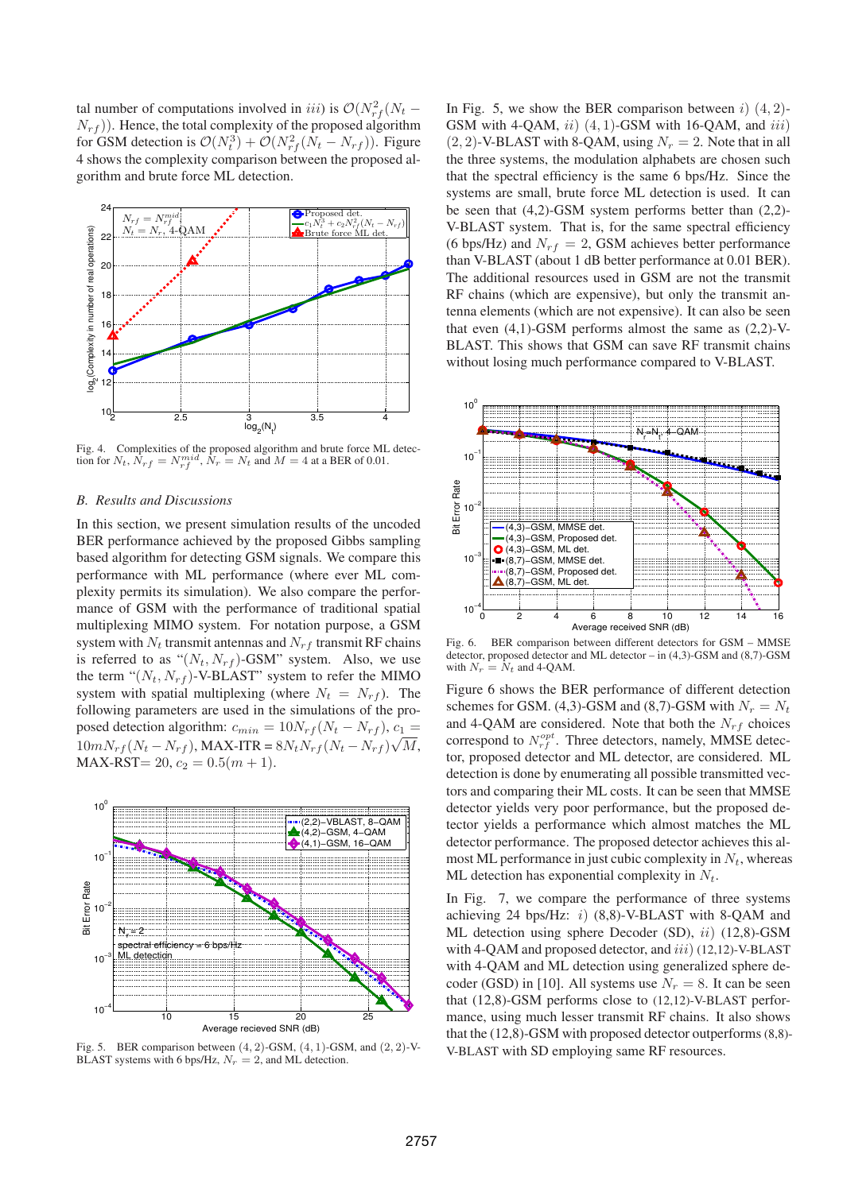tal number of computations involved in *iii*) is $\mathcal{O}(N_{rf}^2(N_t - N_{rf}))$. Hence, the total complexity of the proposed algorithm for GSM detection is $\mathcal{O}(N_t^3) + \mathcal{O}(N_{rf}^2(N_t - N_{rf}))$. Figure 4 shows the complexity comparison between the proposed algorithm and brute force ML detection.

Fig. 4. Complexities of the proposed algorithm and brute force ML detection for $N_t$, $N_{rf} = N_{rf}^{mid}$, $N_r = N_t$ and $M = 4$ at a BER of 0.01.

### B. Results and Discussions

In this section, we present simulation results of the uncoded BER performance achieved by the proposed Gibbs sampling based algorithm for detecting GSM signals. We compare this performance with ML performance (where ever ML complexity permits its simulation). We also compare the performance of GSM with the performance of traditional spatial multiplexing MIMO system. For notation purpose, a GSM system with $N_t$ transmit antennas and $N_{rf}$ transmit RF chains is referred to as "$(N_t, N_{rf})$-GSM" system. Also, we use the term "$(N_t, N_{rf})$-V-BLAST" system to refer the MIMO system with spatial multiplexing (where $N_t = N_{rf}$). The following parameters are used in the simulations of the proposed detection algorithm: $c_{min} = 10N_{rf}(N_t - N_{rf})$, $c_1 = 10mN_{rf}(N_t - N_{rf})$, MAX-ITR = $8N_tN_{rf}(N_t - N_{rf})\sqrt{M}$, MAX-RST= 20, $c_2 = 0.5(m+1)$.

Fig. 5. BER comparison between $(4, 2)$-GSM, $(4, 1)$-GSM, and $(2, 2)$-V-BLAST systems with 6 bps/Hz, $N_r = 2$, and ML detection.

In Fig. 5, we show the BER comparison between *i*) $(4, 2)$-GSM with 4-QAM, *ii*) $(4, 1)$-GSM with 16-QAM, and *iii*) $(2, 2)$-V-BLAST with 8-QAM, using $N_r = 2$. Note that in all the three systems, the modulation alphabets are chosen such that the spectral efficiency is the same 6 bps/Hz. Since the systems are small, brute force ML detection is used. It can be seen that (4,2)-GSM system performs better than (2,2)-V-BLAST system. That is, for the same spectral efficiency (6 bps/Hz) and $N_{rf} = 2$, GSM achieves better performance than V-BLAST (about 1 dB better performance at 0.01 BER). The additional resources used in GSM are not the transmit RF chains (which are expensive), but only the transmit antenna elements (which are not expensive). It can also be seen that even (4,1)-GSM performs almost the same as (2,2)-V-BLAST. This shows that GSM can save RF transmit chains without losing much performance compared to V-BLAST.

Fig. 6. BER comparison between different detectors for GSM – MMSE detector, proposed detector and ML detector – in (4,3)-GSM and (8,7)-GSM with $N_r = N_t$ and 4-QAM.

Figure 6 shows the BER performance of different detection schemes for GSM. (4,3)-GSM and (8,7)-GSM with $N_r = N_t$ and 4-QAM are considered. Note that both the $N_{rf}$ choices correspond to $N_{rf}^{opt}$. Three detectors, namely, MMSE detector, proposed detector and ML detector, are considered. ML detection is done by enumerating all possible transmitted vectors and comparing their ML costs. It can be seen that MMSE detector yields very poor performance, but the proposed detector yields a performance which almost matches the ML detector performance. The proposed detector achieves this almost ML performance in just cubic complexity in $N_t$, whereas ML detection has exponential complexity in $N_t$.

In Fig. 7, we compare the performance of three systems achieving 24 bps/Hz: *i*) (8,8)-V-BLAST with 8-QAM and ML detection using sphere Decoder (SD), *ii*) (12,8)-GSM with 4-QAM and proposed detector, and *iii*) (12,12)-V-BLAST with 4-QAM and ML detection using generalized sphere decoder (GSD) in [10]. All systems use $N_r = 8$. It can be seen that (12,8)-GSM performs close to (12,12)-V-BLAST performance, using much lesser transmit RF chains. It also shows that the (12,8)-GSM with proposed detector outperforms (8,8)-V-BLAST with SD employing same RF resources.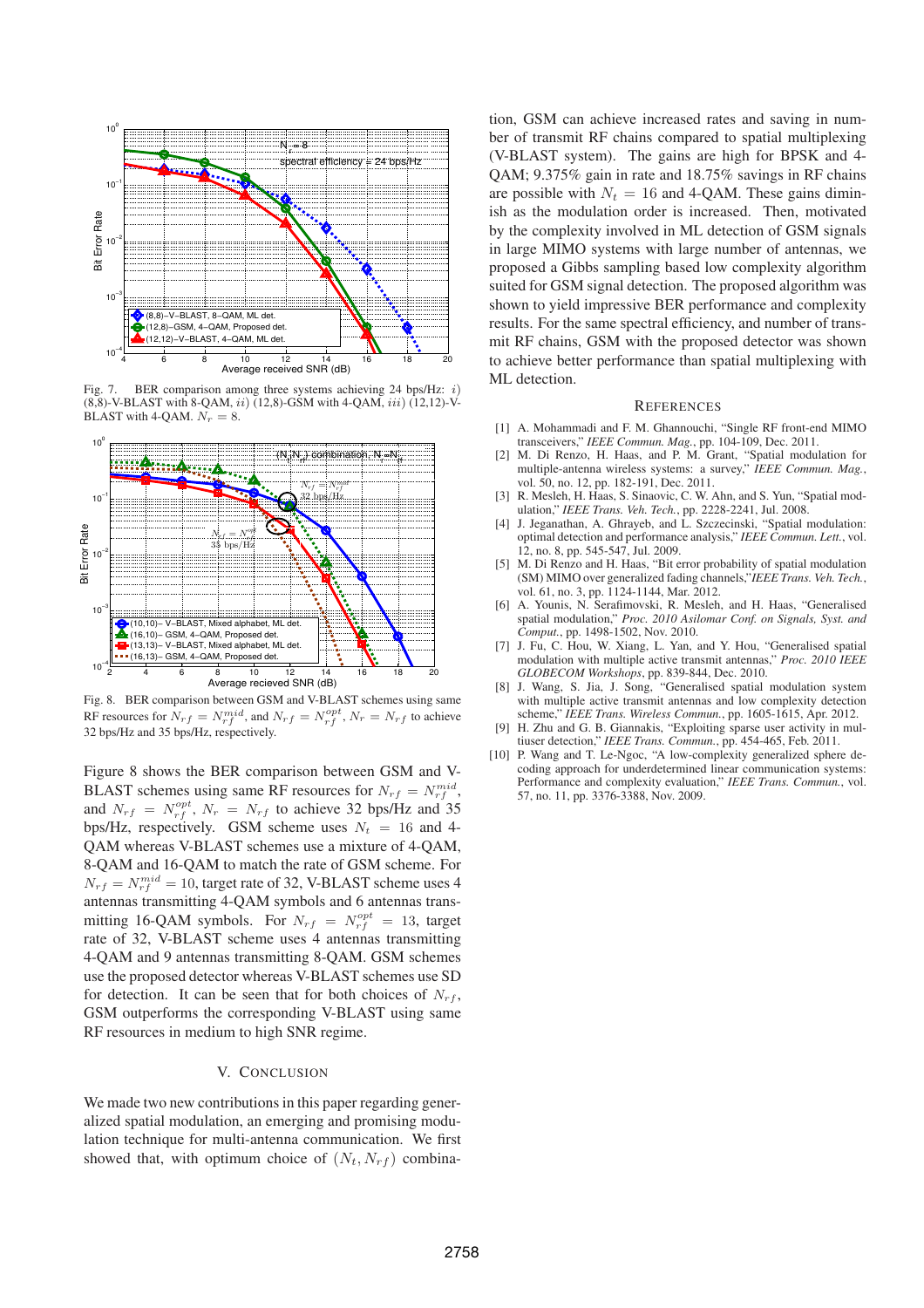$N_r = 8$
spectral efficiency = 24 bps/Hz

Bit Error Rate

Average received SNR (dB)

(8,8)–V–BLAST, 8–QAM, ML det.
(12,8)–GSM, 4–QAM, Proposed det.
(12,12)–V–BLAST, 4–QAM, ML det.

Fig. 7. BER comparison among three systems achieving 24 bps/Hz: *i*) (8,8)-V-BLAST with 8-QAM, *ii*) (12,8)-GSM with 4-QAM, *iii*) (12,12)-V-BLAST with 4-QAM. $N_r = 8$.

$(N_t, N_{rf})$ combination, $N_r = N_{rf}$

$N_{rf} = N_{rf}^{opt}$
32 bps/Hz

$N_{rf} = N_{rf}^{opt}$
35 bps/Hz

Bit Error Rate

Average recieved SNR (dB)

(10,10)– V–BLAST, Mixed alphabet, ML det.
(16,10)– GSM, 4–QAM, Proposed det.
(13,13)– V–BLAST, Mixed alphabet, ML det.
(16,13)– GSM, 4–QAM, Proposed det.

Fig. 8. BER comparison between GSM and V-BLAST schemes using same RF resources for $N_{rf} = N_{rf}^{mid}$, and $N_{rf} = N_{rf}^{opt}$, $N_r = N_{rf}$ to achieve 32 bps/Hz and 35 bps/Hz, respectively.

Figure 8 shows the BER comparison between GSM and V-BLAST schemes using same RF resources for $N_{rf} = N_{rf}^{mid}$, and $N_{rf} = N_{rf}^{opt}$, $N_r = N_{rf}$ to achieve 32 bps/Hz and 35 bps/Hz, respectively. GSM scheme uses $N_t = 16$ and 4-QAM whereas V-BLAST schemes use a mixture of 4-QAM, 8-QAM and 16-QAM to match the rate of GSM scheme. For $N_{rf} = N_{rf}^{mid} = 10$, target rate of 32, V-BLAST scheme uses 4 antennas transmitting 4-QAM symbols and 6 antennas transmitting 16-QAM symbols. For $N_{rf} = N_{rf}^{opt} = 13$, target rate of 32, V-BLAST scheme uses 4 antennas transmitting 4-QAM and 9 antennas transmitting 8-QAM. GSM schemes use the proposed detector whereas V-BLAST schemes use SD for detection. It can be seen that for both choices of $N_{rf}$, GSM outperforms the corresponding V-BLAST using same RF resources in medium to high SNR regime.

## V. Conclusion

We made two new contributions in this paper regarding generalized spatial modulation, an emerging and promising modulation technique for multi-antenna communication. We first showed that, with optimum choice of $(N_t, N_{rf})$ combination, GSM can achieve increased rates and saving in number of transmit RF chains compared to spatial multiplexing (V-BLAST system). The gains are high for BPSK and 4-QAM; 9.375% gain in rate and 18.75% savings in RF chains are possible with $N_t = 16$ and 4-QAM. These gains diminish as the modulation order is increased. Then, motivated by the complexity involved in ML detection of GSM signals in large MIMO systems with large number of antennas, we proposed a Gibbs sampling based low complexity algorithm suited for GSM signal detection. The proposed algorithm was shown to yield impressive BER performance and complexity results. For the same spectral efficiency, and number of transmit RF chains, GSM with the proposed detector was shown to achieve better performance than spatial multiplexing with ML detection.

## References

[1] A. Mohammadi and F. M. Ghannouchi, "Single RF front-end MIMO transceivers," *IEEE Commun. Mag.*, pp. 104-109, Dec. 2011.

[2] M. Di Renzo, H. Haas, and P. M. Grant, "Spatial modulation for multiple-antenna wireless systems: a survey," *IEEE Commun. Mag.*, vol. 50, no. 12, pp. 182-191, Dec. 2011.

[3] R. Mesleh, H. Haas, S. Sinanovic, C. W. Ahn, and S. Yun, "Spatial modulation," *IEEE Trans. Veh. Tech.*, pp. 2228-2241, Jul. 2008.

[4] J. Jeganathan, A. Ghrayeb, and L. Szczecinski, "Spatial modulation: optimal detection and performance analysis," *IEEE Commun. Lett.*, vol. 12, no. 8, pp. 545-547, Jul. 2009.

[5] M. Di Renzo and H. Haas, "Bit error probability of spatial modulation (SM) MIMO over generalized fading channels," *IEEE Trans. Veh. Tech.*, vol. 61, no. 3, pp. 1124-1144, Mar. 2012.

[6] A. Younis, N. Serafimovski, R. Mesleh, and H. Haas, "Generalised spatial modulation," *Proc. 2010 Asilomar Conf. on Signals, Syst. and Comput.*, pp. 1498-1502, Nov. 2010.

[7] J. Fu, C. Hou, W. Xiang, L. Yan, and Y. Hou, "Generalised spatial modulation with multiple active transmit antennas," *Proc. 2010 IEEE GLOBECOM Workshops*, pp. 839-844, Dec. 2010.

[8] J. Wang, S. Jia, J. Song, "Generalised spatial modulation system with multiple active transmit antennas and low complexity detection scheme," *IEEE Trans. Wireless Commun.*, pp. 1605-1615, Apr. 2012.

[9] H. Zhu and G. B. Giannakis, "Exploiting sparse user activity in multiuser detection," *IEEE Trans. Commun.*, pp. 454-465, Feb. 2011.

[10] P. Wang and T. Le-Ngoc, "A low-complexity generalized sphere decoding approach for underdetermined linear communication systems: Performance and complexity evaluation," *IEEE Trans. Commun.*, vol. 57, no. 11, pp. 3376-3388, Nov. 2009.